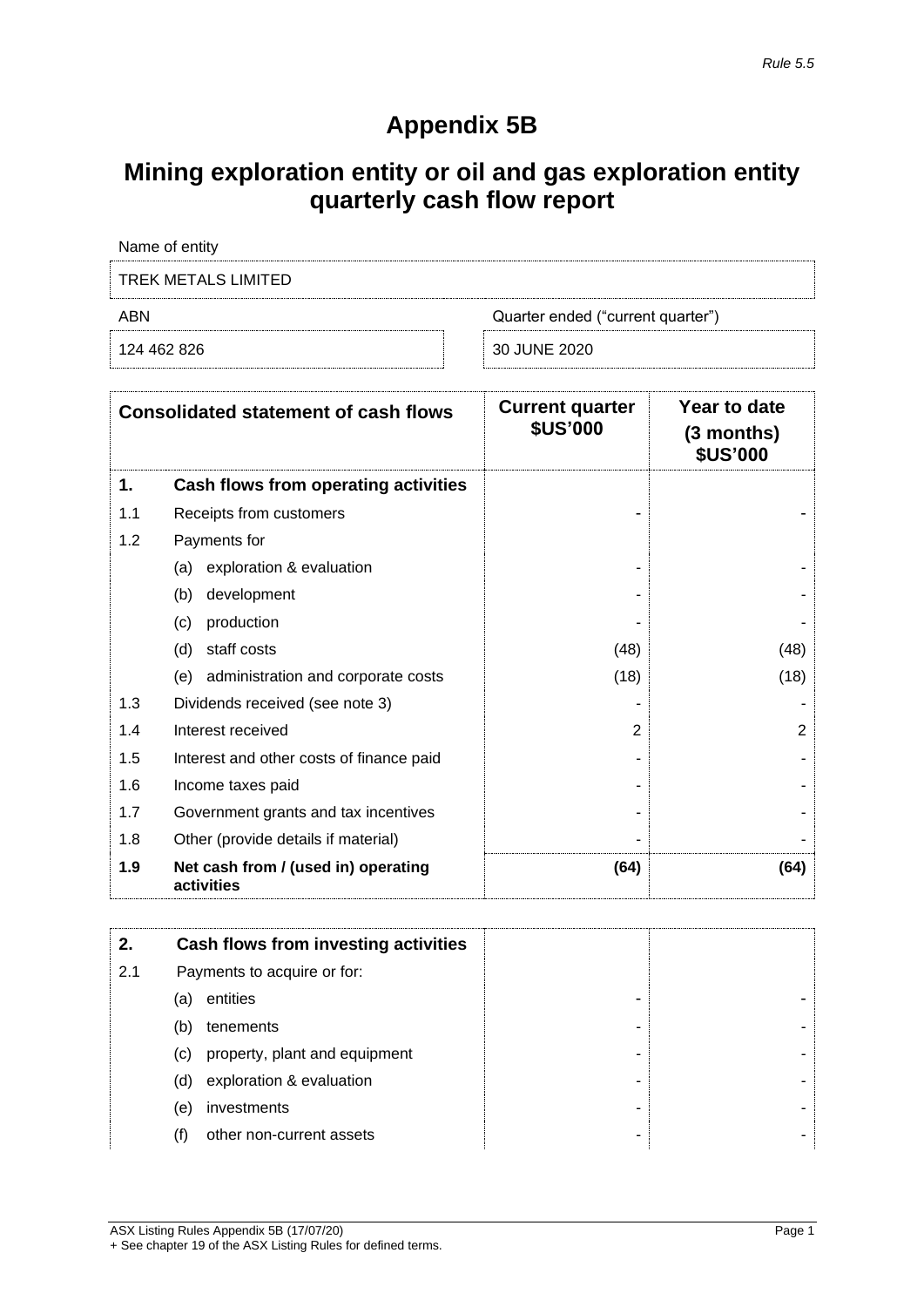*Rule 5.5*

# Appendix 5B

# Mining exploration entity or oil and gas exploration entity quarterly cash flow report

| Name of entity | |
|---|---|
| TREK METALS LIMITED | |
| **ABN** | **Quarter ended ("current quarter")** |
| 124 462 826 | 30 JUNE 2020 |

| | Consolidated statement of cash flows | Current quarter $US'000 | Year to date (3 months) $US'000 |
|---|---|---|---|
| **1.** | **Cash flows from operating activities** | | |
| 1.1 | Receipts from customers | - | - |
| 1.2 | Payments for | | |
| | (a) exploration & evaluation | - | - |
| | (b) development | - | - |
| | (c) production | - | - |
| | (d) staff costs | (48) | (48) |
| | (e) administration and corporate costs | (18) | (18) |
| 1.3 | Dividends received (see note 3) | - | - |
| 1.4 | Interest received | 2 | 2 |
| 1.5 | Interest and other costs of finance paid | - | - |
| 1.6 | Income taxes paid | - | - |
| 1.7 | Government grants and tax incentives | - | - |
| 1.8 | Other (provide details if material) | - | - |
| **1.9** | **Net cash from / (used in) operating activities** | **(64)** | **(64)** |

| | | | |
|---|---|---|---|
| **2.** | **Cash flows from investing activities** | | |
| 2.1 | Payments to acquire or for: | | |
| | (a) entities | - | - |
| | (b) tenements | - | - |
| | (c) property, plant and equipment | - | - |
| | (d) exploration & evaluation | - | - |
| | (e) investments | - | - |
| | (f) other non-current assets | - | - |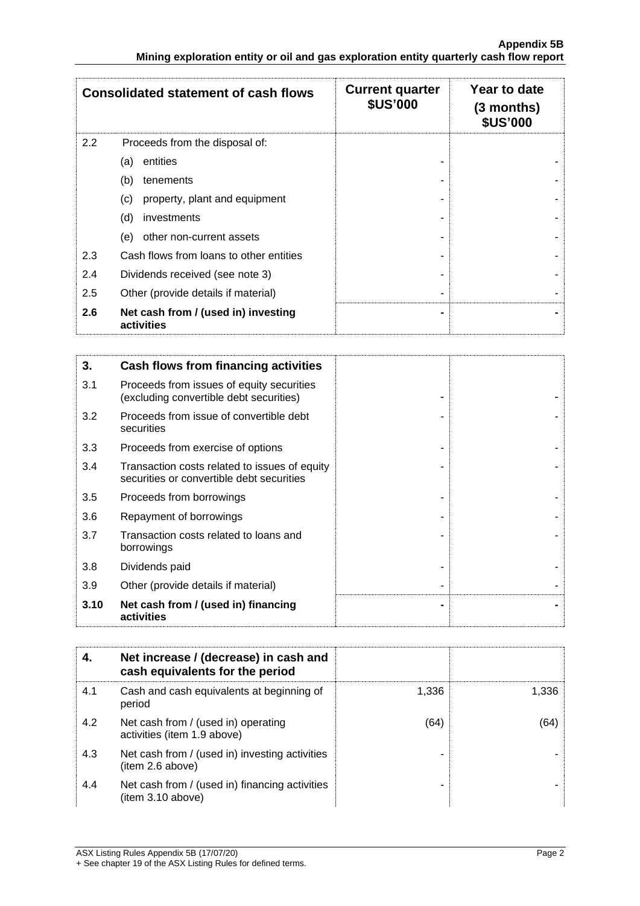| Consolidated statement of cash flows | | Current quarter $US'000 | Year to date (3 months) $US'000 |
|---|---|---|---|
| 2.2 | Proceeds from the disposal of: | | |
| | (a) entities | - | - |
| | (b) tenements | - | - |
| | (c) property, plant and equipment | - | - |
| | (d) investments | - | - |
| | (e) other non-current assets | - | - |
| 2.3 | Cash flows from loans to other entities | - | - |
| 2.4 | Dividends received (see note 3) | - | - |
| 2.5 | Other (provide details if material) | - | - |
| **2.6** | **Net cash from / (used in) investing activities** | **-** | **-** |

| **3.** | **Cash flows from financing activities** | | |
|---|---|---|---|
| 3.1 | Proceeds from issues of equity securities (excluding convertible debt securities) | - | - |
| 3.2 | Proceeds from issue of convertible debt securities | - | - |
| 3.3 | Proceeds from exercise of options | - | - |
| 3.4 | Transaction costs related to issues of equity securities or convertible debt securities | - | - |
| 3.5 | Proceeds from borrowings | - | - |
| 3.6 | Repayment of borrowings | - | - |
| 3.7 | Transaction costs related to loans and borrowings | - | - |
| 3.8 | Dividends paid | - | - |
| 3.9 | Other (provide details if material) | - | - |
| **3.10** | **Net cash from / (used in) financing activities** | **-** | **-** |

| **4.** | **Net increase / (decrease) in cash and cash equivalents for the period** | | |
|---|---|---|---|
| 4.1 | Cash and cash equivalents at beginning of period | 1,336 | 1,336 |
| 4.2 | Net cash from / (used in) operating activities (item 1.9 above) | (64) | (64) |
| 4.3 | Net cash from / (used in) investing activities (item 2.6 above) | - | - |
| 4.4 | Net cash from / (used in) financing activities (item 3.10 above) | - | - |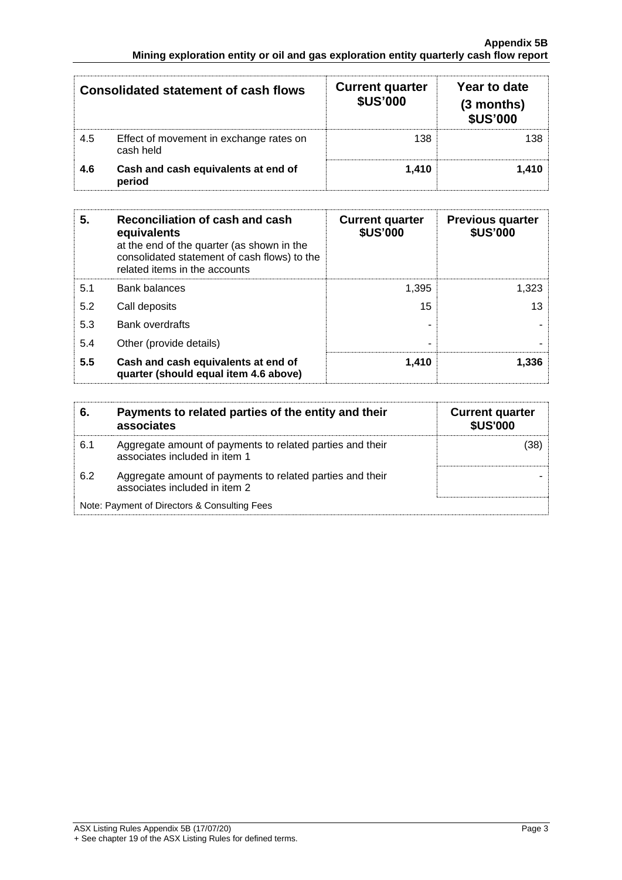| | Consolidated statement of cash flows | Current quarter $US'000 | Year to date (3 months) $US'000 |
|---|---|---|---|
| 4.5 | Effect of movement in exchange rates on cash held | 138 | 138 |
| **4.6** | **Cash and cash equivalents at end of period** | **1,410** | **1,410** |

| **5.** | **Reconciliation of cash and cash equivalents** at the end of the quarter (as shown in the consolidated statement of cash flows) to the related items in the accounts | **Current quarter $US'000** | **Previous quarter $US'000** |
|---|---|---|---|
| 5.1 | Bank balances | 1,395 | 1,323 |
| 5.2 | Call deposits | 15 | 13 |
| 5.3 | Bank overdrafts | - | - |
| 5.4 | Other (provide details) | - | - |
| **5.5** | **Cash and cash equivalents at end of quarter (should equal item 4.6 above)** | **1,410** | **1,336** |

| **6.** | **Payments to related parties of the entity and their associates** | **Current quarter $US'000** |
|---|---|---|
| 6.1 | Aggregate amount of payments to related parties and their associates included in item 1 | (38) |
| 6.2 | Aggregate amount of payments to related parties and their associates included in item 2 | - |

Note: Payment of Directors & Consulting Fees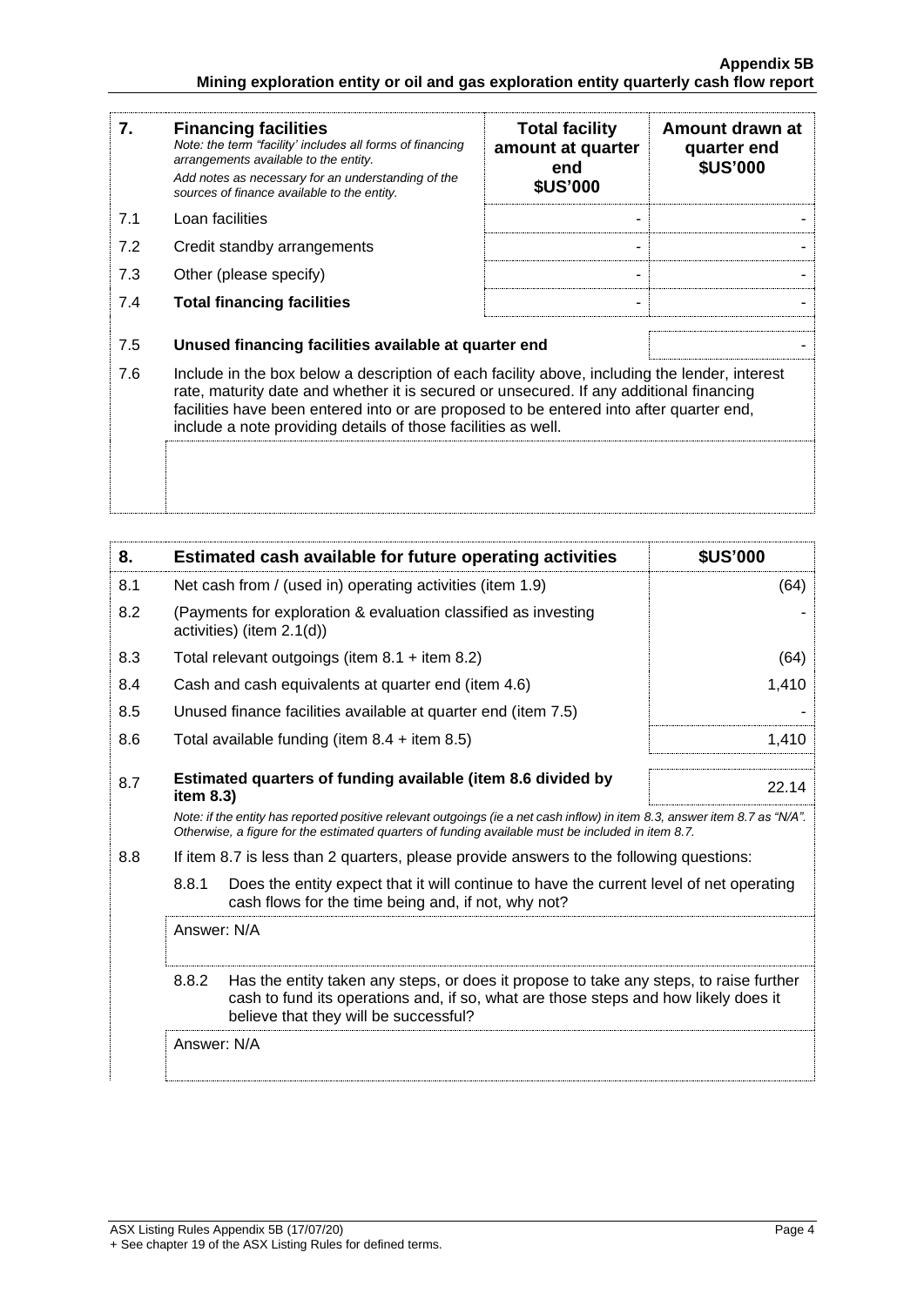| 7. | **Financing facilities**<br>*Note: the term "facility' includes all forms of financing arrangements available to the entity.*<br>*Add notes as necessary for an understanding of the sources of finance available to the entity.* | **Total facility amount at quarter end \$US'000** | **Amount drawn at quarter end \$US'000** |
|---|---|---|---|
| 7.1 | Loan facilities | - | - |
| 7.2 | Credit standby arrangements | - | - |
| 7.3 | Other (please specify) | - | - |
| 7.4 | **Total financing facilities** | - | - |

| | | |
|---|---|---|
| 7.5 | **Unused financing facilities available at quarter end** | - |
| 7.6 | Include in the box below a description of each facility above, including the lender, interest rate, maturity date and whether it is secured or unsecured. If any additional financing facilities have been entered into or are proposed to be entered into after quarter end, include a note providing details of those facilities as well. | |

| 8. | **Estimated cash available for future operating activities** | **\$US'000** |
|---|---|---|
| 8.1 | Net cash from / (used in) operating activities (item 1.9) | (64) |
| 8.2 | (Payments for exploration & evaluation classified as investing activities) (item 2.1(d)) | - |
| 8.3 | Total relevant outgoings (item 8.1 + item 8.2) | (64) |
| 8.4 | Cash and cash equivalents at quarter end (item 4.6) | 1,410 |
| 8.5 | Unused finance facilities available at quarter end (item 7.5) | - |
| 8.6 | Total available funding (item 8.4 + item 8.5) | 1,410 |
| 8.7 | **Estimated quarters of funding available (item 8.6 divided by item 8.3)** | 22.14 |

*Note: if the entity has reported positive relevant outgoings (ie a net cash inflow) in item 8.3, answer item 8.7 as "N/A". Otherwise, a figure for the estimated quarters of funding available must be included in item 8.7.*

8.8 If item 8.7 is less than 2 quarters, please provide answers to the following questions:

8.8.1 Does the entity expect that it will continue to have the current level of net operating cash flows for the time being and, if not, why not?

Answer: N/A

8.8.2 Has the entity taken any steps, or does it propose to take any steps, to raise further cash to fund its operations and, if so, what are those steps and how likely does it believe that they will be successful?

Answer: N/A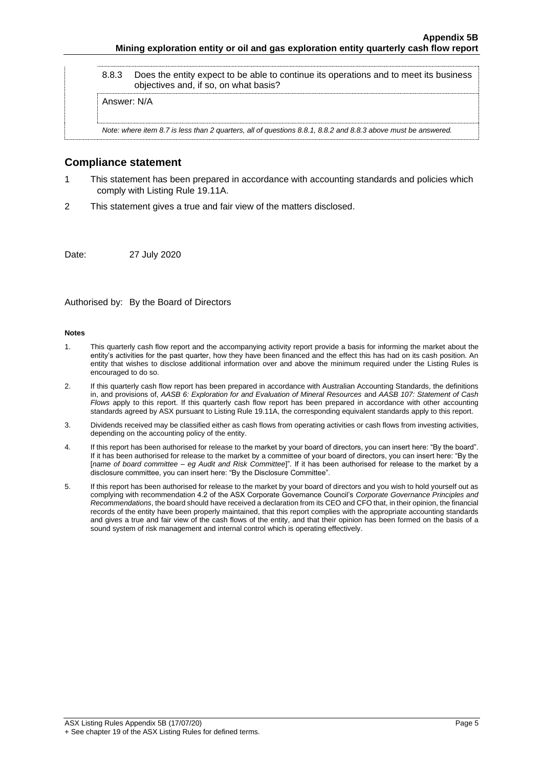| | |
|---|---|
| 8.8.3 | Does the entity expect to be able to continue its operations and to meet its business objectives and, if so, on what basis? |
| Answer: N/A | |

*Note: where item 8.7 is less than 2 quarters, all of questions 8.8.1, 8.8.2 and 8.8.3 above must be answered.*

## Compliance statement

1. This statement has been prepared in accordance with accounting standards and policies which comply with Listing Rule 19.11A.
2. This statement gives a true and fair view of the matters disclosed.

Date: 27 July 2020

Authorised by: By the Board of Directors

**Notes**

1. This quarterly cash flow report and the accompanying activity report provide a basis for informing the market about the entity's activities for the past quarter, how they have been financed and the effect this has had on its cash position. An entity that wishes to disclose additional information over and above the minimum required under the Listing Rules is encouraged to do so.
2. If this quarterly cash flow report has been prepared in accordance with Australian Accounting Standards, the definitions in, and provisions of, *AASB 6: Exploration for and Evaluation of Mineral Resources* and *AASB 107: Statement of Cash Flows* apply to this report. If this quarterly cash flow report has been prepared in accordance with other accounting standards agreed by ASX pursuant to Listing Rule 19.11A, the corresponding equivalent standards apply to this report.
3. Dividends received may be classified either as cash flows from operating activities or cash flows from investing activities, depending on the accounting policy of the entity.
4. If this report has been authorised for release to the market by your board of directors, you can insert here: "By the board". If it has been authorised for release to the market by a committee of your board of directors, you can insert here: "By the [*name of board committee – eg Audit and Risk Committee*]". If it has been authorised for release to the market by a disclosure committee, you can insert here: "By the Disclosure Committee".
5. If this report has been authorised for release to the market by your board of directors and you wish to hold yourself out as complying with recommendation 4.2 of the ASX Corporate Governance Council's *Corporate Governance Principles and Recommendations*, the board should have received a declaration from its CEO and CFO that, in their opinion, the financial records of the entity have been properly maintained, that this report complies with the appropriate accounting standards and gives a true and fair view of the cash flows of the entity, and that their opinion has been formed on the basis of a sound system of risk management and internal control which is operating effectively.